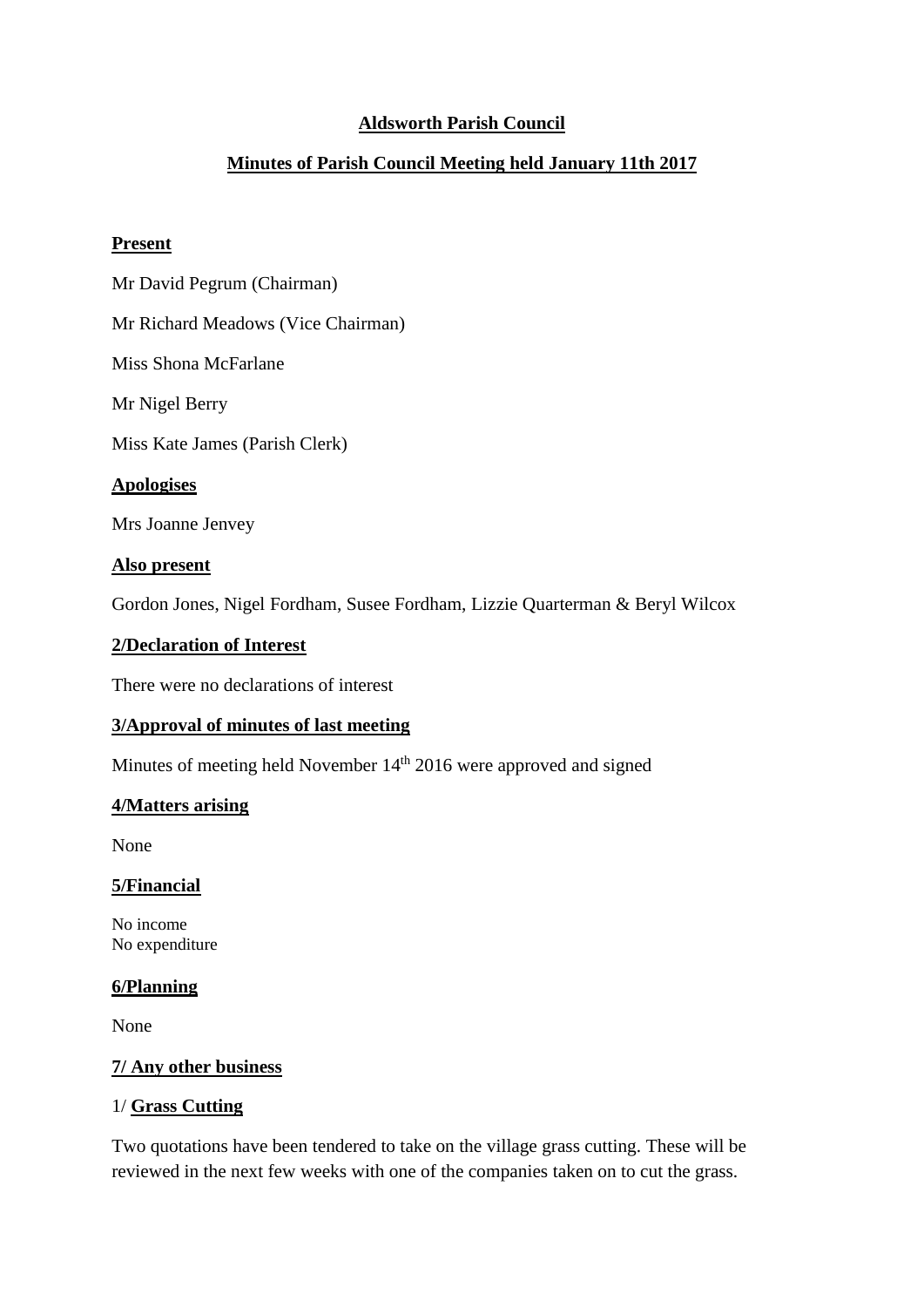# Aldsworth Parish Council

## Minutes of Parish Council Meeting held January 11th 2017

**Present**

Mr David Pegrum (Chairman)

Mr Richard Meadows (Vice Chairman)

Miss Shona McFarlane

Mr Nigel Berry

Miss Kate James (Parish Clerk)

**Apologises**

Mrs Joanne Jenvey

**Also present**

Gordon Jones, Nigel Fordham, Susee Fordham, Lizzie Quarterman & Beryl Wilcox

**2/Declaration of Interest**

There were no declarations of interest

**3/Approval of minutes of last meeting**

Minutes of meeting held November 14th 2016 were approved and signed

**4/Matters arising**

None

**5/Financial**

No income
No expenditure

**6/Planning**

None

**7/ Any other business**

1/ **Grass Cutting**

Two quotations have been tendered to take on the village grass cutting. These will be reviewed in the next few weeks with one of the companies taken on to cut the grass.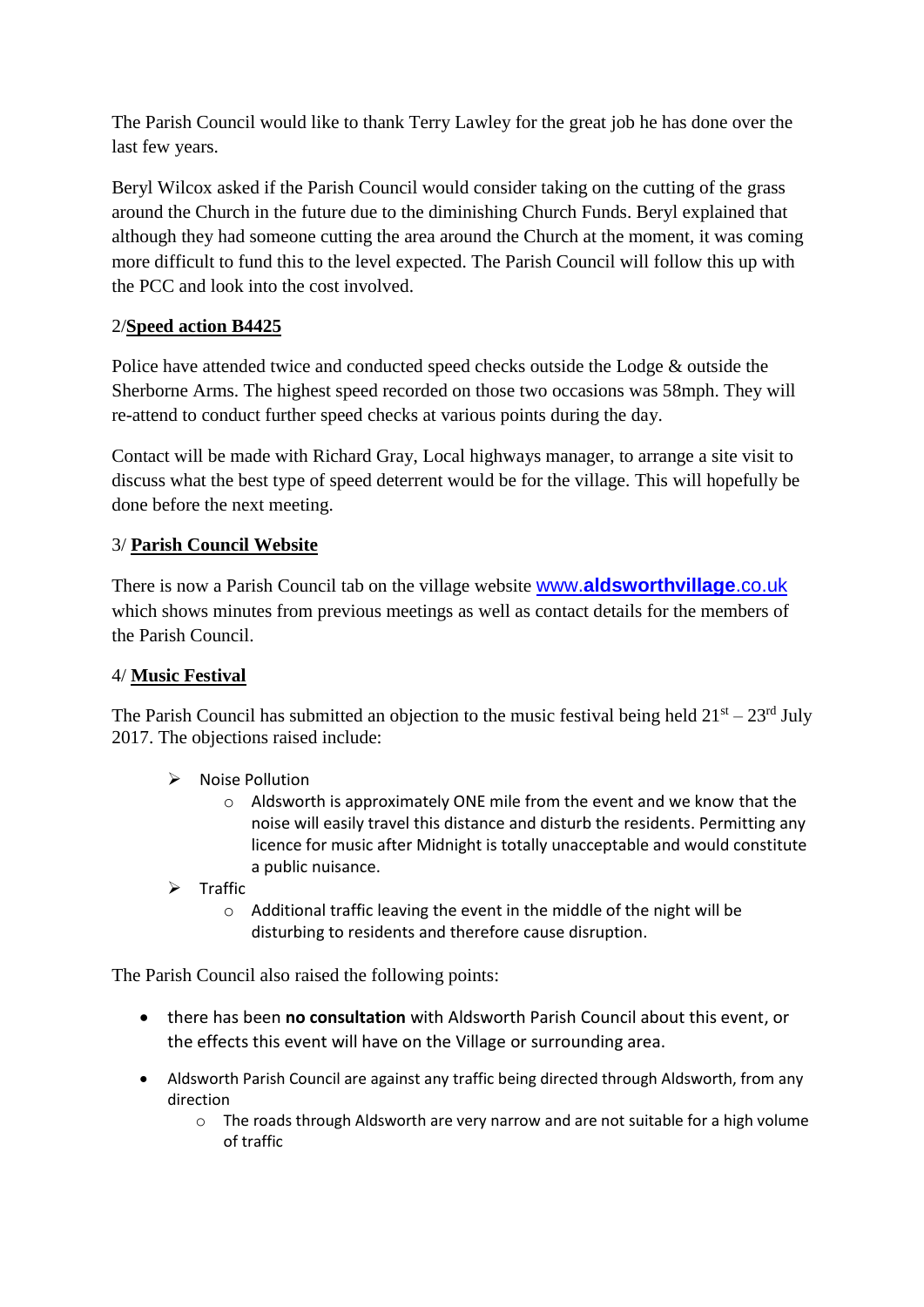The Parish Council would like to thank Terry Lawley for the great job he has done over the last few years.

Beryl Wilcox asked if the Parish Council would consider taking on the cutting of the grass around the Church in the future due to the diminishing Church Funds. Beryl explained that although they had someone cutting the area around the Church at the moment, it was coming more difficult to fund this to the level expected. The Parish Council will follow this up with the PCC and look into the cost involved.

2/**Speed action B4425**

Police have attended twice and conducted speed checks outside the Lodge & outside the Sherborne Arms. The highest speed recorded on those two occasions was 58mph. They will re-attend to conduct further speed checks at various points during the day.

Contact will be made with Richard Gray, Local highways manager, to arrange a site visit to discuss what the best type of speed deterrent would be for the village. This will hopefully be done before the next meeting.

3/ **Parish Council Website**

There is now a Parish Council tab on the village website www.**aldsworthvillage**.co.uk which shows minutes from previous meetings as well as contact details for the members of the Parish Council.

4/ **Music Festival**

The Parish Council has submitted an objection to the music festival being held 21st – 23rd July 2017. The objections raised include:

- Noise Pollution
  - Aldsworth is approximately ONE mile from the event and we know that the noise will easily travel this distance and disturb the residents. Permitting any licence for music after Midnight is totally unacceptable and would constitute a public nuisance.
- Traffic
  - Additional traffic leaving the event in the middle of the night will be disturbing to residents and therefore cause disruption.

The Parish Council also raised the following points:

- there has been **no consultation** with Aldsworth Parish Council about this event, or the effects this event will have on the Village or surrounding area.
- Aldsworth Parish Council are against any traffic being directed through Aldsworth, from any direction
  - The roads through Aldsworth are very narrow and are not suitable for a high volume of traffic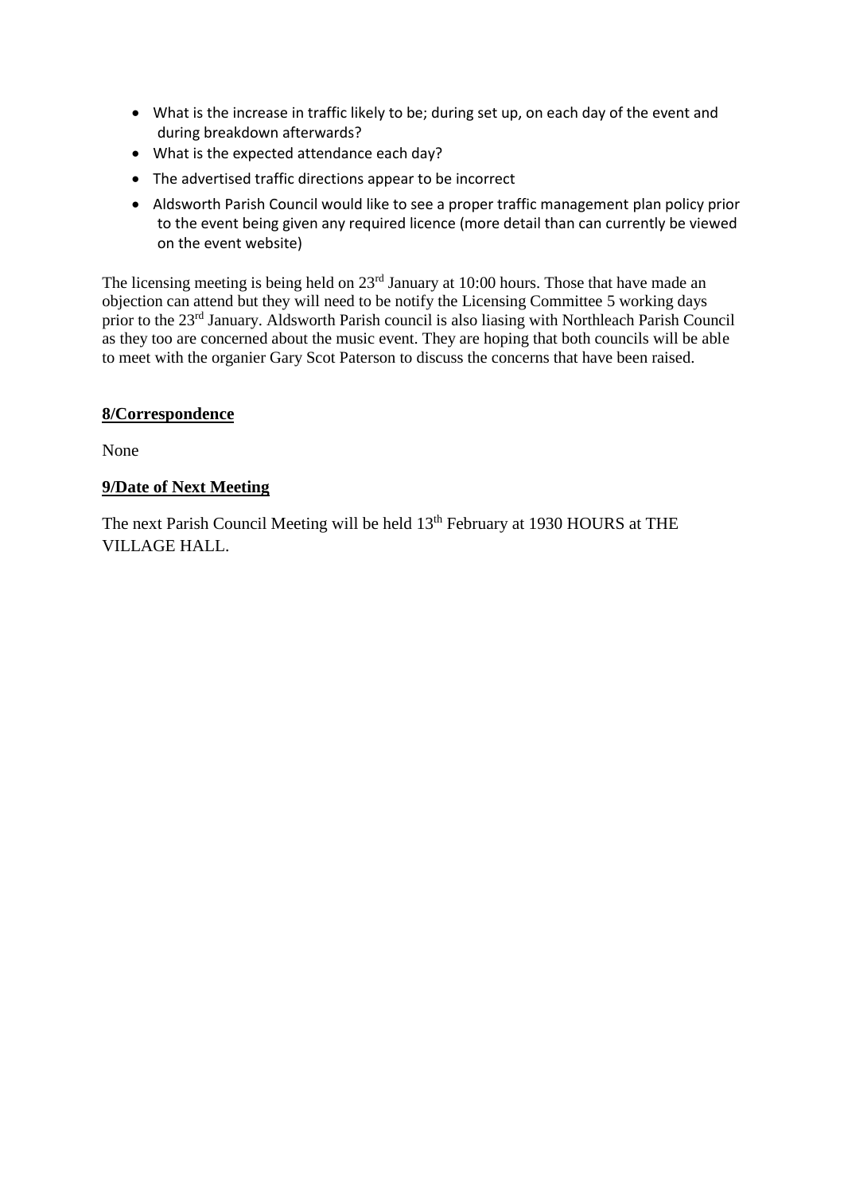- What is the increase in traffic likely to be; during set up, on each day of the event and during breakdown afterwards?
- What is the expected attendance each day?
- The advertised traffic directions appear to be incorrect
- Aldsworth Parish Council would like to see a proper traffic management plan policy prior to the event being given any required licence (more detail than can currently be viewed on the event website)

The licensing meeting is being held on 23rd January at 10:00 hours. Those that have made an objection can attend but they will need to be notify the Licensing Committee 5 working days prior to the 23rd January. Aldsworth Parish council is also liasing with Northleach Parish Council as they too are concerned about the music event. They are hoping that both councils will be able to meet with the organier Gary Scot Paterson to discuss the concerns that have been raised.

**8/Correspondence**

None

**9/Date of Next Meeting**

The next Parish Council Meeting will be held 13th February at 1930 HOURS at THE VILLAGE HALL.